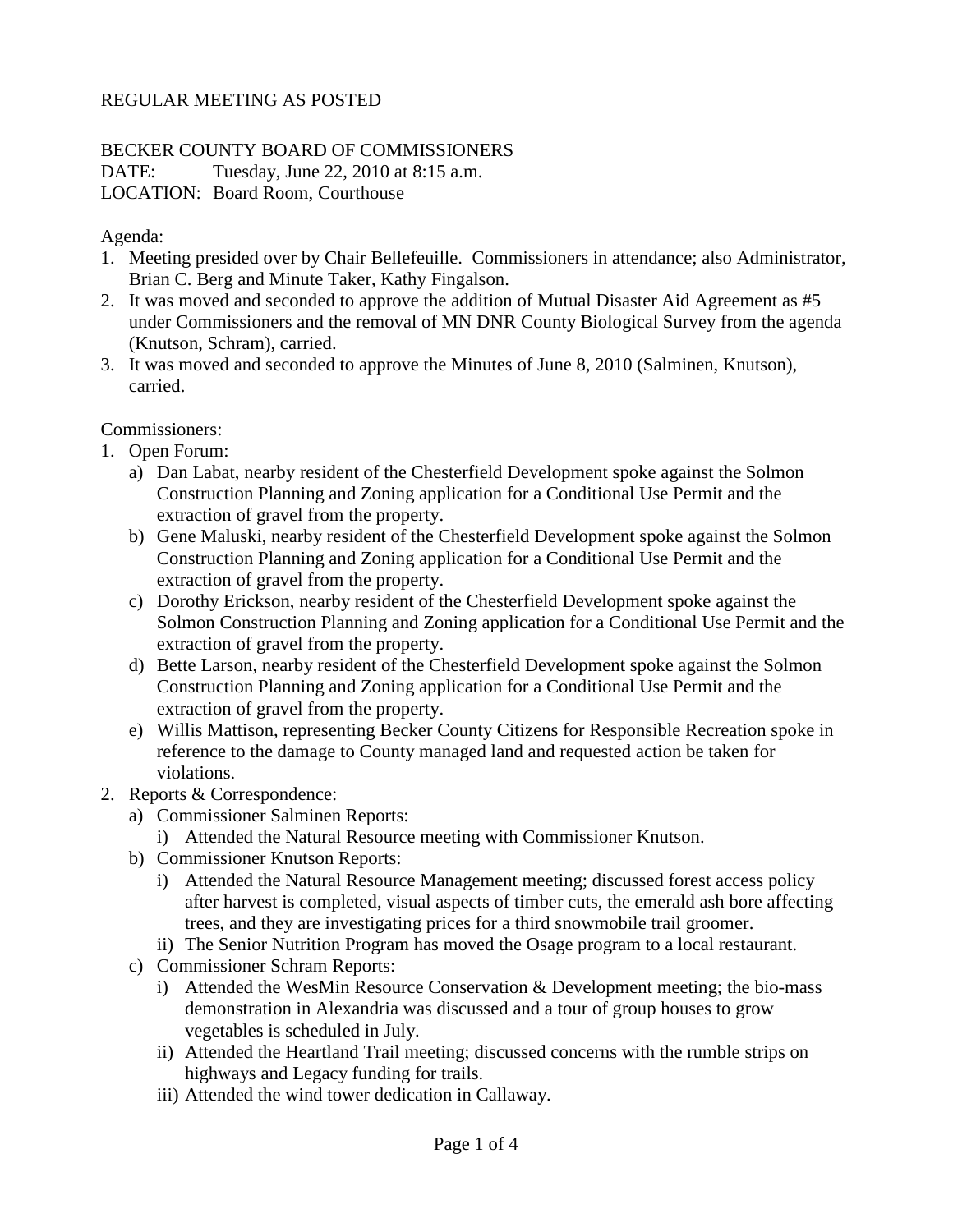REGULAR MEETING AS POSTED

BECKER COUNTY BOARD OF COMMISSIONERS
DATE: Tuesday, June 22, 2010 at 8:15 a.m.
LOCATION: Board Room, Courthouse

Agenda:

1. Meeting presided over by Chair Bellefeuille. Commissioners in attendance; also Administrator, Brian C. Berg and Minute Taker, Kathy Fingalson.
2. It was moved and seconded to approve the addition of Mutual Disaster Aid Agreement as #5 under Commissioners and the removal of MN DNR County Biological Survey from the agenda (Knutson, Schram), carried.
3. It was moved and seconded to approve the Minutes of June 8, 2010 (Salminen, Knutson), carried.

Commissioners:

1. Open Forum:
   a) Dan Labat, nearby resident of the Chesterfield Development spoke against the Solmon Construction Planning and Zoning application for a Conditional Use Permit and the extraction of gravel from the property.
   b) Gene Maluski, nearby resident of the Chesterfield Development spoke against the Solmon Construction Planning and Zoning application for a Conditional Use Permit and the extraction of gravel from the property.
   c) Dorothy Erickson, nearby resident of the Chesterfield Development spoke against the Solmon Construction Planning and Zoning application for a Conditional Use Permit and the extraction of gravel from the property.
   d) Bette Larson, nearby resident of the Chesterfield Development spoke against the Solmon Construction Planning and Zoning application for a Conditional Use Permit and the extraction of gravel from the property.
   e) Willis Mattison, representing Becker County Citizens for Responsible Recreation spoke in reference to the damage to County managed land and requested action be taken for violations.
2. Reports & Correspondence:
   a) Commissioner Salminen Reports:
      i) Attended the Natural Resource meeting with Commissioner Knutson.
   b) Commissioner Knutson Reports:
      i) Attended the Natural Resource Management meeting; discussed forest access policy after harvest is completed, visual aspects of timber cuts, the emerald ash bore affecting trees, and they are investigating prices for a third snowmobile trail groomer.
      ii) The Senior Nutrition Program has moved the Osage program to a local restaurant.
   c) Commissioner Schram Reports:
      i) Attended the WesMin Resource Conservation & Development meeting; the bio-mass demonstration in Alexandria was discussed and a tour of group houses to grow vegetables is scheduled in July.
      ii) Attended the Heartland Trail meeting; discussed concerns with the rumble strips on highways and Legacy funding for trails.
      iii) Attended the wind tower dedication in Callaway.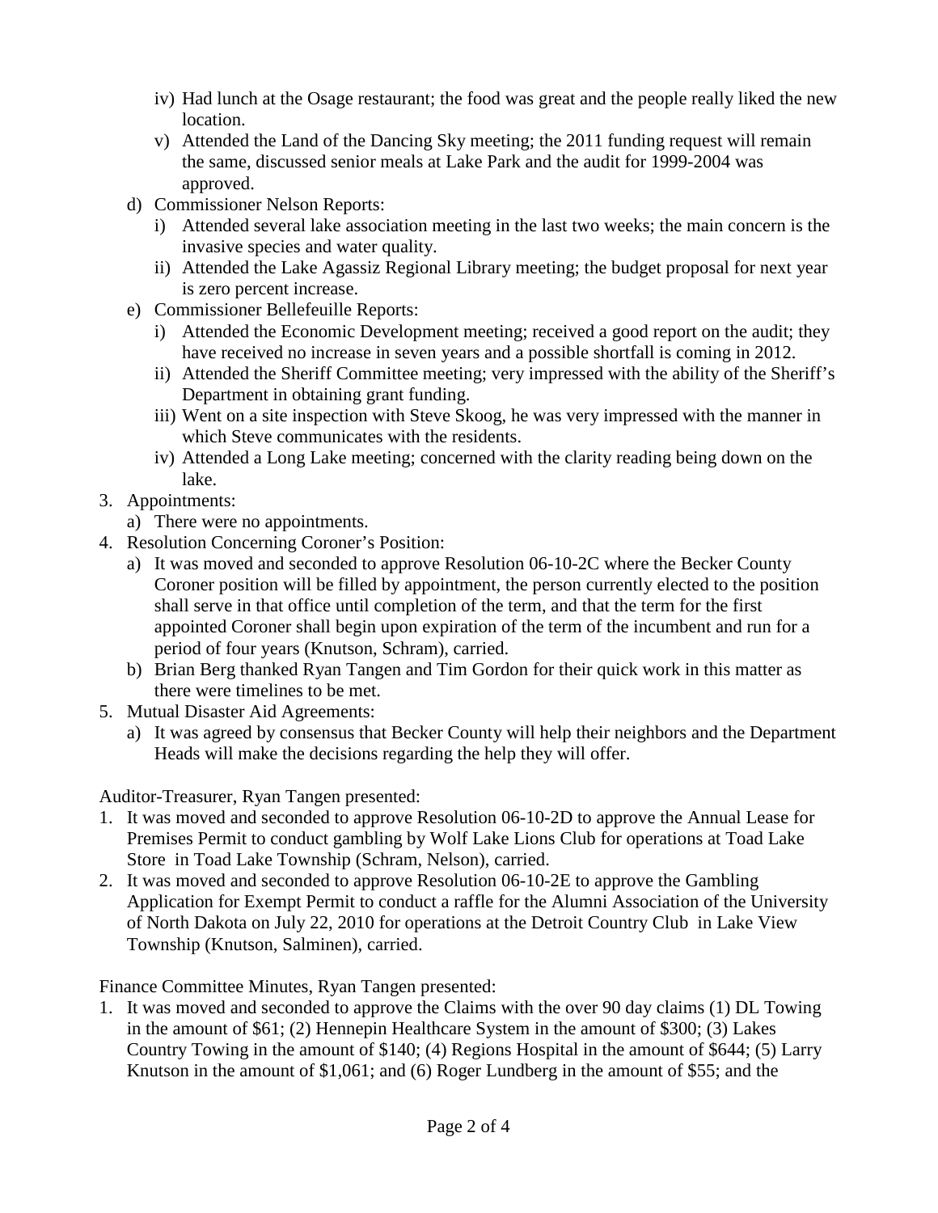- iv) Had lunch at the Osage restaurant; the food was great and the people really liked the new location.
- v) Attended the Land of the Dancing Sky meeting; the 2011 funding request will remain the same, discussed senior meals at Lake Park and the audit for 1999-2004 was approved.

d) Commissioner Nelson Reports:

- i) Attended several lake association meeting in the last two weeks; the main concern is the invasive species and water quality.
- ii) Attended the Lake Agassiz Regional Library meeting; the budget proposal for next year is zero percent increase.

e) Commissioner Bellefeuille Reports:

- i) Attended the Economic Development meeting; received a good report on the audit; they have received no increase in seven years and a possible shortfall is coming in 2012.
- ii) Attended the Sheriff Committee meeting; very impressed with the ability of the Sheriff's Department in obtaining grant funding.
- iii) Went on a site inspection with Steve Skoog, he was very impressed with the manner in which Steve communicates with the residents.
- iv) Attended a Long Lake meeting; concerned with the clarity reading being down on the lake.

3. Appointments:
   a) There were no appointments.
4. Resolution Concerning Coroner's Position:
   a) It was moved and seconded to approve Resolution 06-10-2C where the Becker County Coroner position will be filled by appointment, the person currently elected to the position shall serve in that office until completion of the term, and that the term for the first appointed Coroner shall begin upon expiration of the term of the incumbent and run for a period of four years (Knutson, Schram), carried.
   b) Brian Berg thanked Ryan Tangen and Tim Gordon for their quick work in this matter as there were timelines to be met.
5. Mutual Disaster Aid Agreements:
   a) It was agreed by consensus that Becker County will help their neighbors and the Department Heads will make the decisions regarding the help they will offer.

Auditor-Treasurer, Ryan Tangen presented:

1. It was moved and seconded to approve Resolution 06-10-2D to approve the Annual Lease for Premises Permit to conduct gambling by Wolf Lake Lions Club for operations at Toad Lake Store in Toad Lake Township (Schram, Nelson), carried.
2. It was moved and seconded to approve Resolution 06-10-2E to approve the Gambling Application for Exempt Permit to conduct a raffle for the Alumni Association of the University of North Dakota on July 22, 2010 for operations at the Detroit Country Club in Lake View Township (Knutson, Salminen), carried.

Finance Committee Minutes, Ryan Tangen presented:

1. It was moved and seconded to approve the Claims with the over 90 day claims (1) DL Towing in the amount of $61; (2) Hennepin Healthcare System in the amount of $300; (3) Lakes Country Towing in the amount of $140; (4) Regions Hospital in the amount of $644; (5) Larry Knutson in the amount of $1,061; and (6) Roger Lundberg in the amount of $55; and the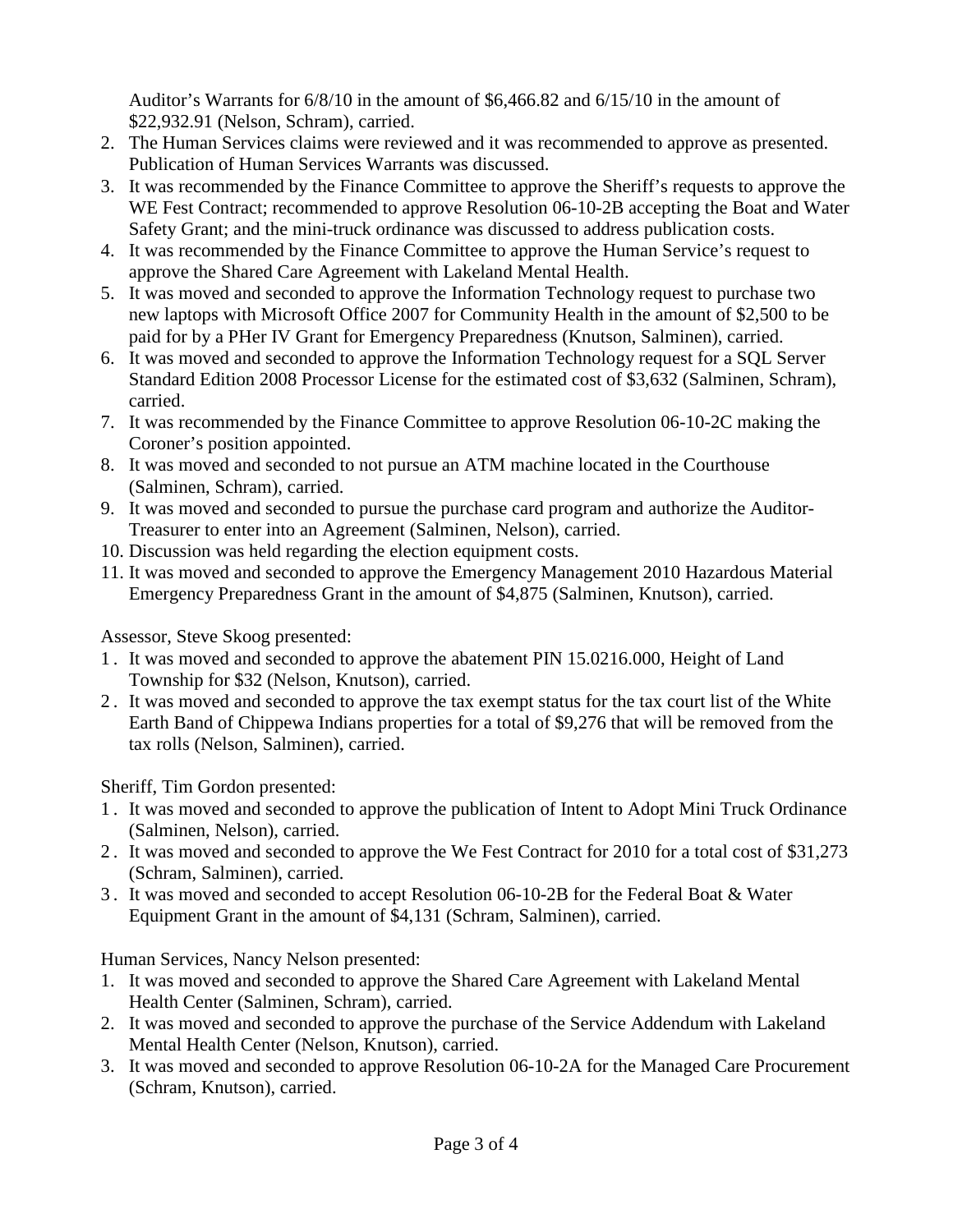Auditor's Warrants for 6/8/10 in the amount of $6,466.82 and 6/15/10 in the amount of $22,932.91 (Nelson, Schram), carried.

2. The Human Services claims were reviewed and it was recommended to approve as presented. Publication of Human Services Warrants was discussed.
3. It was recommended by the Finance Committee to approve the Sheriff's requests to approve the WE Fest Contract; recommended to approve Resolution 06-10-2B accepting the Boat and Water Safety Grant; and the mini-truck ordinance was discussed to address publication costs.
4. It was recommended by the Finance Committee to approve the Human Service's request to approve the Shared Care Agreement with Lakeland Mental Health.
5. It was moved and seconded to approve the Information Technology request to purchase two new laptops with Microsoft Office 2007 for Community Health in the amount of $2,500 to be paid for by a PHer IV Grant for Emergency Preparedness (Knutson, Salminen), carried.
6. It was moved and seconded to approve the Information Technology request for a SQL Server Standard Edition 2008 Processor License for the estimated cost of $3,632 (Salminen, Schram), carried.
7. It was recommended by the Finance Committee to approve Resolution 06-10-2C making the Coroner's position appointed.
8. It was moved and seconded to not pursue an ATM machine located in the Courthouse (Salminen, Schram), carried.
9. It was moved and seconded to pursue the purchase card program and authorize the Auditor-Treasurer to enter into an Agreement (Salminen, Nelson), carried.
10. Discussion was held regarding the election equipment costs.
11. It was moved and seconded to approve the Emergency Management 2010 Hazardous Material Emergency Preparedness Grant in the amount of $4,875 (Salminen, Knutson), carried.

Assessor, Steve Skoog presented:

1. It was moved and seconded to approve the abatement PIN 15.0216.000, Height of Land Township for $32 (Nelson, Knutson), carried.
2. It was moved and seconded to approve the tax exempt status for the tax court list of the White Earth Band of Chippewa Indians properties for a total of $9,276 that will be removed from the tax rolls (Nelson, Salminen), carried.

Sheriff, Tim Gordon presented:

1. It was moved and seconded to approve the publication of Intent to Adopt Mini Truck Ordinance (Salminen, Nelson), carried.
2. It was moved and seconded to approve the We Fest Contract for 2010 for a total cost of $31,273 (Schram, Salminen), carried.
3. It was moved and seconded to accept Resolution 06-10-2B for the Federal Boat & Water Equipment Grant in the amount of $4,131 (Schram, Salminen), carried.

Human Services, Nancy Nelson presented:

1. It was moved and seconded to approve the Shared Care Agreement with Lakeland Mental Health Center (Salminen, Schram), carried.
2. It was moved and seconded to approve the purchase of the Service Addendum with Lakeland Mental Health Center (Nelson, Knutson), carried.
3. It was moved and seconded to approve Resolution 06-10-2A for the Managed Care Procurement (Schram, Knutson), carried.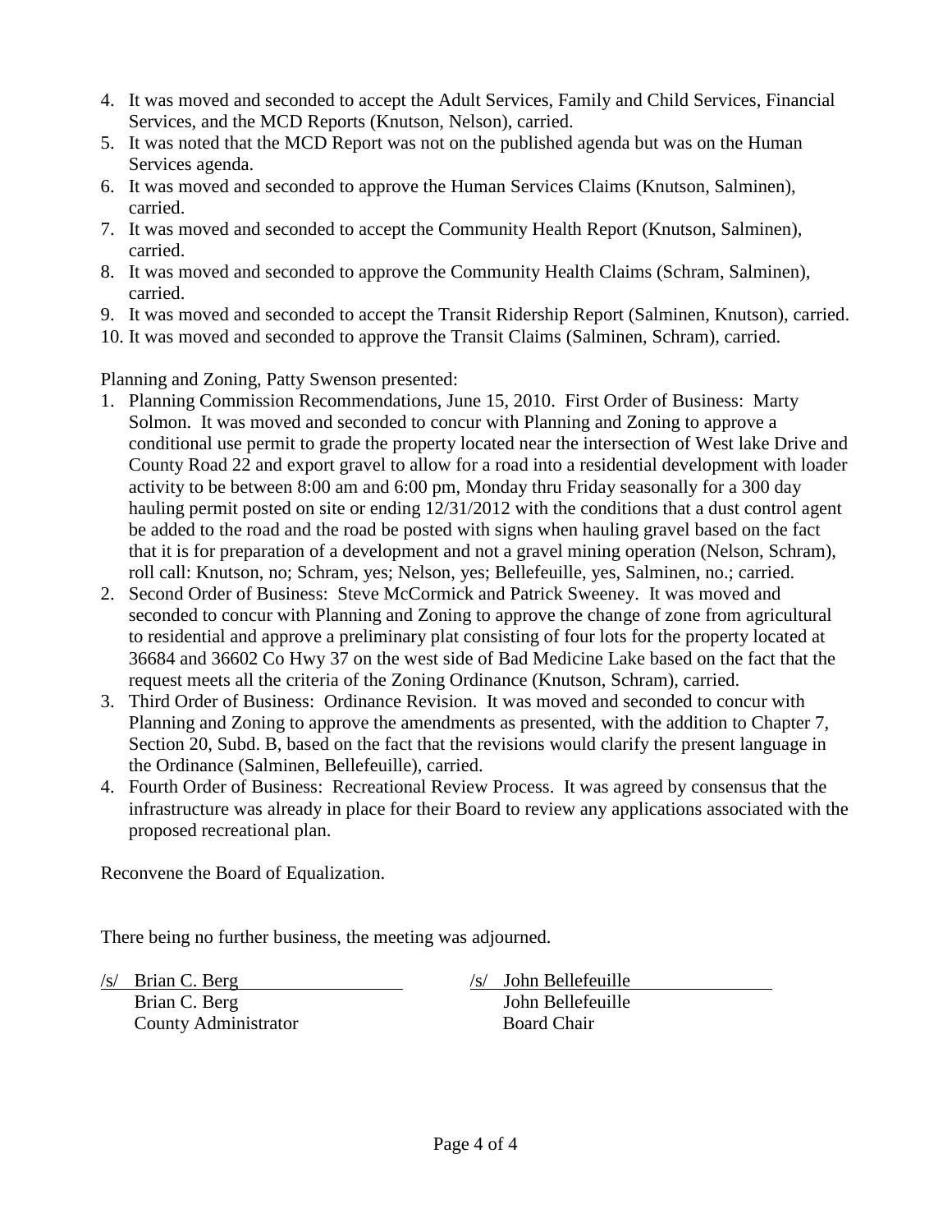4. It was moved and seconded to accept the Adult Services, Family and Child Services, Financial Services, and the MCD Reports (Knutson, Nelson), carried.
5. It was noted that the MCD Report was not on the published agenda but was on the Human Services agenda.
6. It was moved and seconded to approve the Human Services Claims (Knutson, Salminen), carried.
7. It was moved and seconded to accept the Community Health Report (Knutson, Salminen), carried.
8. It was moved and seconded to approve the Community Health Claims (Schram, Salminen), carried.
9. It was moved and seconded to accept the Transit Ridership Report (Salminen, Knutson), carried.
10. It was moved and seconded to approve the Transit Claims (Salminen, Schram), carried.

Planning and Zoning, Patty Swenson presented:

1. Planning Commission Recommendations, June 15, 2010. First Order of Business: Marty Solmon. It was moved and seconded to concur with Planning and Zoning to approve a conditional use permit to grade the property located near the intersection of West lake Drive and County Road 22 and export gravel to allow for a road into a residential development with loader activity to be between 8:00 am and 6:00 pm, Monday thru Friday seasonally for a 300 day hauling permit posted on site or ending 12/31/2012 with the conditions that a dust control agent be added to the road and the road be posted with signs when hauling gravel based on the fact that it is for preparation of a development and not a gravel mining operation (Nelson, Schram), roll call: Knutson, no; Schram, yes; Nelson, yes; Bellefeuille, yes, Salminen, no.; carried.
2. Second Order of Business: Steve McCormick and Patrick Sweeney. It was moved and seconded to concur with Planning and Zoning to approve the change of zone from agricultural to residential and approve a preliminary plat consisting of four lots for the property located at 36684 and 36602 Co Hwy 37 on the west side of Bad Medicine Lake based on the fact that the request meets all the criteria of the Zoning Ordinance (Knutson, Schram), carried.
3. Third Order of Business: Ordinance Revision. It was moved and seconded to concur with Planning and Zoning to approve the amendments as presented, with the addition to Chapter 7, Section 20, Subd. B, based on the fact that the revisions would clarify the present language in the Ordinance (Salminen, Bellefeuille), carried.
4. Fourth Order of Business: Recreational Review Process. It was agreed by consensus that the infrastructure was already in place for their Board to review any applications associated with the proposed recreational plan.

Reconvene the Board of Equalization.

There being no further business, the meeting was adjourned.

/s/ Brian C. Berg
Brian C. Berg
County Administrator

/s/ John Bellefeuille
John Bellefeuille
Board Chair